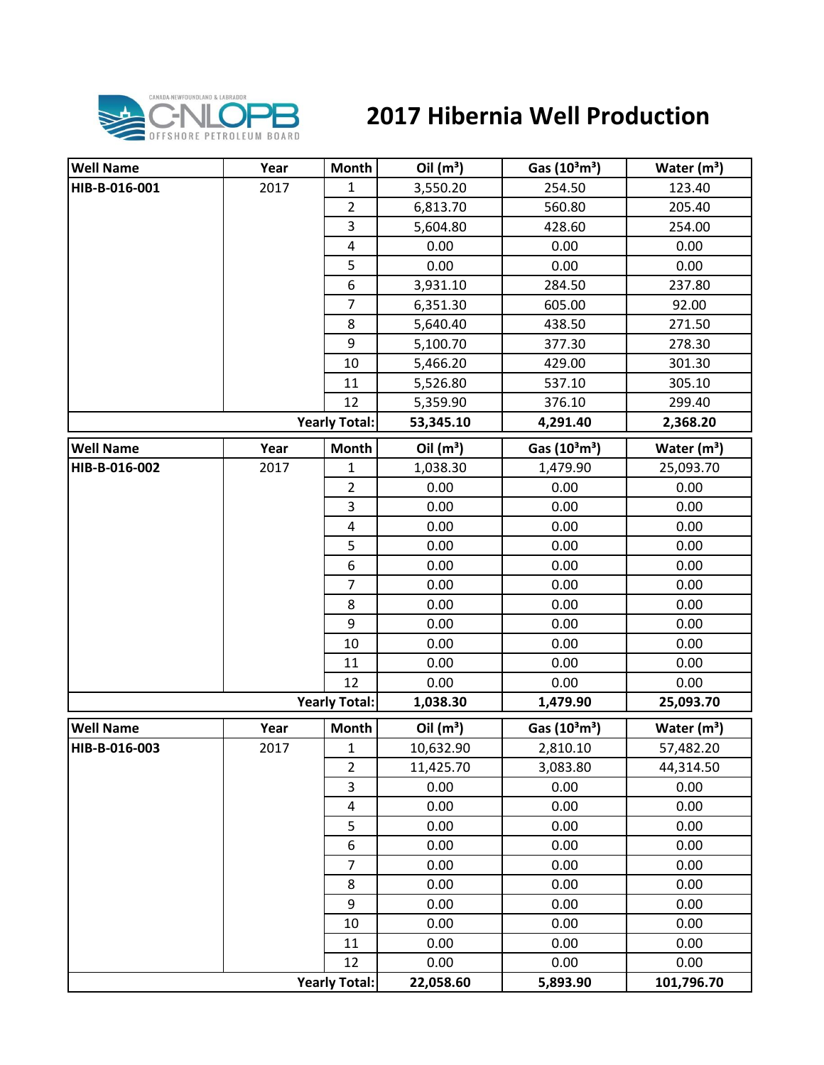# 2017 Hibernia Well Production

| Well Name | Year | Month | Oil ($m^3$) | Gas ($10^3m^3$) | Water ($m^3$) |
|---|---|---|---|---|---|
| **HIB-B-016-001** | 2017 | 1 | 3,550.20 | 254.50 | 123.40 |
| | | 2 | 6,813.70 | 560.80 | 205.40 |
| | | 3 | 5,604.80 | 428.60 | 254.00 |
| | | 4 | 0.00 | 0.00 | 0.00 |
| | | 5 | 0.00 | 0.00 | 0.00 |
| | | 6 | 3,931.10 | 284.50 | 237.80 |
| | | 7 | 6,351.30 | 605.00 | 92.00 |
| | | 8 | 5,640.40 | 438.50 | 271.50 |
| | | 9 | 5,100.70 | 377.30 | 278.30 |
| | | 10 | 5,466.20 | 429.00 | 301.30 |
| | | 11 | 5,526.80 | 537.10 | 305.10 |
| | | 12 | 5,359.90 | 376.10 | 299.40 |
| | | **Yearly Total:** | **53,345.10** | **4,291.40** | **2,368.20** |

| Well Name | Year | Month | Oil ($m^3$) | Gas ($10^3m^3$) | Water ($m^3$) |
|---|---|---|---|---|---|
| **HIB-B-016-002** | 2017 | 1 | 1,038.30 | 1,479.90 | 25,093.70 |
| | | 2 | 0.00 | 0.00 | 0.00 |
| | | 3 | 0.00 | 0.00 | 0.00 |
| | | 4 | 0.00 | 0.00 | 0.00 |
| | | 5 | 0.00 | 0.00 | 0.00 |
| | | 6 | 0.00 | 0.00 | 0.00 |
| | | 7 | 0.00 | 0.00 | 0.00 |
| | | 8 | 0.00 | 0.00 | 0.00 |
| | | 9 | 0.00 | 0.00 | 0.00 |
| | | 10 | 0.00 | 0.00 | 0.00 |
| | | 11 | 0.00 | 0.00 | 0.00 |
| | | 12 | 0.00 | 0.00 | 0.00 |
| | | **Yearly Total:** | **1,038.30** | **1,479.90** | **25,093.70** |

| Well Name | Year | Month | Oil ($m^3$) | Gas ($10^3m^3$) | Water ($m^3$) |
|---|---|---|---|---|---|
| **HIB-B-016-003** | 2017 | 1 | 10,632.90 | 2,810.10 | 57,482.20 |
| | | 2 | 11,425.70 | 3,083.80 | 44,314.50 |
| | | 3 | 0.00 | 0.00 | 0.00 |
| | | 4 | 0.00 | 0.00 | 0.00 |
| | | 5 | 0.00 | 0.00 | 0.00 |
| | | 6 | 0.00 | 0.00 | 0.00 |
| | | 7 | 0.00 | 0.00 | 0.00 |
| | | 8 | 0.00 | 0.00 | 0.00 |
| | | 9 | 0.00 | 0.00 | 0.00 |
| | | 10 | 0.00 | 0.00 | 0.00 |
| | | 11 | 0.00 | 0.00 | 0.00 |
| | | 12 | 0.00 | 0.00 | 0.00 |
| | | **Yearly Total:** | **22,058.60** | **5,893.90** | **101,796.70** |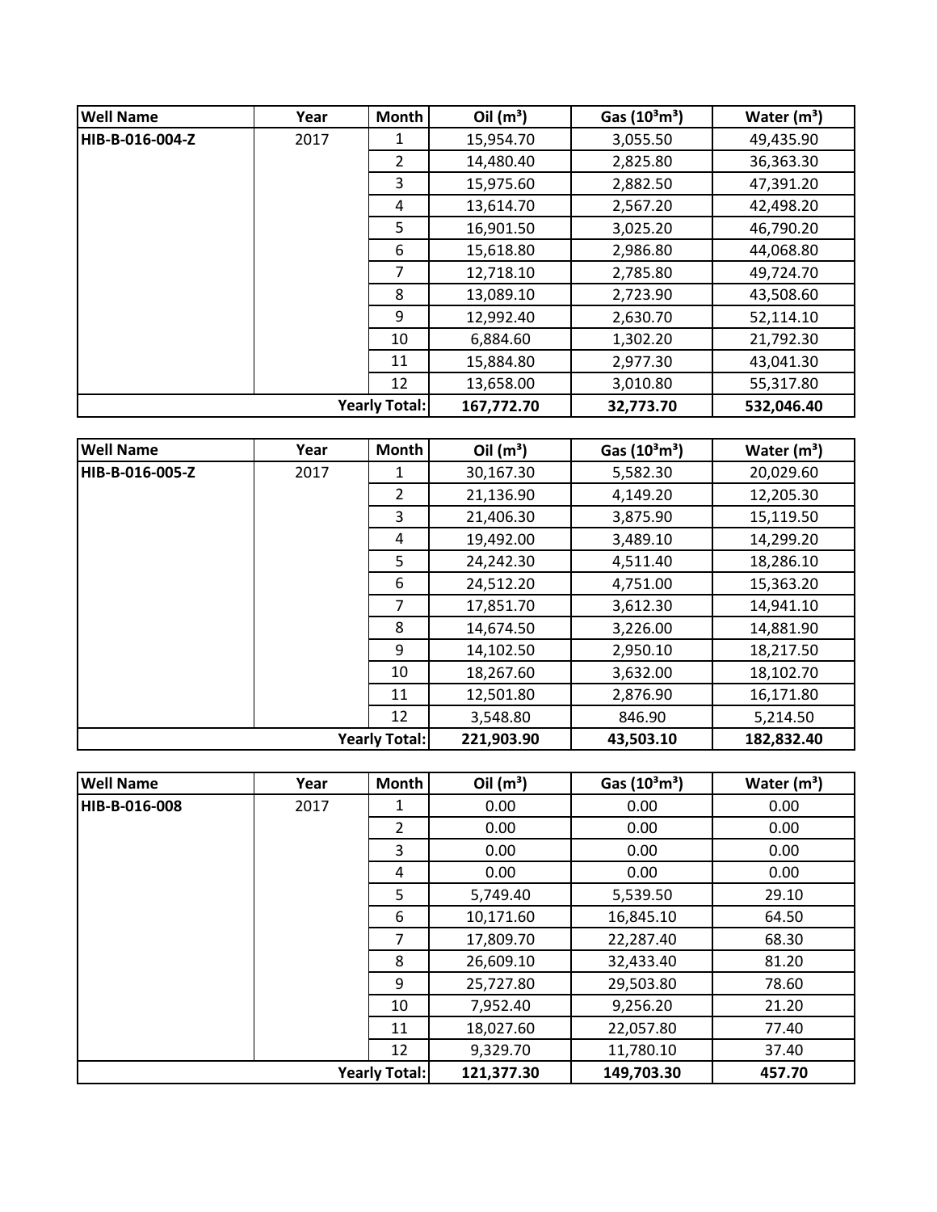| Well Name | Year | Month | Oil ($m^3$) | Gas ($10^3m^3$) | Water ($m^3$) |
|---|---|---|---|---|---|
| HIB-B-016-004-Z | 2017 | 1 | 15,954.70 | 3,055.50 | 49,435.90 |
| | | 2 | 14,480.40 | 2,825.80 | 36,363.30 |
| | | 3 | 15,975.60 | 2,882.50 | 47,391.20 |
| | | 4 | 13,614.70 | 2,567.20 | 42,498.20 |
| | | 5 | 16,901.50 | 3,025.20 | 46,790.20 |
| | | 6 | 15,618.80 | 2,986.80 | 44,068.80 |
| | | 7 | 12,718.10 | 2,785.80 | 49,724.70 |
| | | 8 | 13,089.10 | 2,723.90 | 43,508.60 |
| | | 9 | 12,992.40 | 2,630.70 | 52,114.10 |
| | | 10 | 6,884.60 | 1,302.20 | 21,792.30 |
| | | 11 | 15,884.80 | 2,977.30 | 43,041.30 |
| | | 12 | 13,658.00 | 3,010.80 | 55,317.80 |
| | | **Yearly Total:** | **167,772.70** | **32,773.70** | **532,046.40** |

| Well Name | Year | Month | Oil ($m^3$) | Gas ($10^3m^3$) | Water ($m^3$) |
|---|---|---|---|---|---|
| HIB-B-016-005-Z | 2017 | 1 | 30,167.30 | 5,582.30 | 20,029.60 |
| | | 2 | 21,136.90 | 4,149.20 | 12,205.30 |
| | | 3 | 21,406.30 | 3,875.90 | 15,119.50 |
| | | 4 | 19,492.00 | 3,489.10 | 14,299.20 |
| | | 5 | 24,242.30 | 4,511.40 | 18,286.10 |
| | | 6 | 24,512.20 | 4,751.00 | 15,363.20 |
| | | 7 | 17,851.70 | 3,612.30 | 14,941.10 |
| | | 8 | 14,674.50 | 3,226.00 | 14,881.90 |
| | | 9 | 14,102.50 | 2,950.10 | 18,217.50 |
| | | 10 | 18,267.60 | 3,632.00 | 18,102.70 |
| | | 11 | 12,501.80 | 2,876.90 | 16,171.80 |
| | | 12 | 3,548.80 | 846.90 | 5,214.50 |
| | | **Yearly Total:** | **221,903.90** | **43,503.10** | **182,832.40** |

| Well Name | Year | Month | Oil ($m^3$) | Gas ($10^3m^3$) | Water ($m^3$) |
|---|---|---|---|---|---|
| HIB-B-016-008 | 2017 | 1 | 0.00 | 0.00 | 0.00 |
| | | 2 | 0.00 | 0.00 | 0.00 |
| | | 3 | 0.00 | 0.00 | 0.00 |
| | | 4 | 0.00 | 0.00 | 0.00 |
| | | 5 | 5,749.40 | 5,539.50 | 29.10 |
| | | 6 | 10,171.60 | 16,845.10 | 64.50 |
| | | 7 | 17,809.70 | 22,287.40 | 68.30 |
| | | 8 | 26,609.10 | 32,433.40 | 81.20 |
| | | 9 | 25,727.80 | 29,503.80 | 78.60 |
| | | 10 | 7,952.40 | 9,256.20 | 21.20 |
| | | 11 | 18,027.60 | 22,057.80 | 77.40 |
| | | 12 | 9,329.70 | 11,780.10 | 37.40 |
| | | **Yearly Total:** | **121,377.30** | **149,703.30** | **457.70** |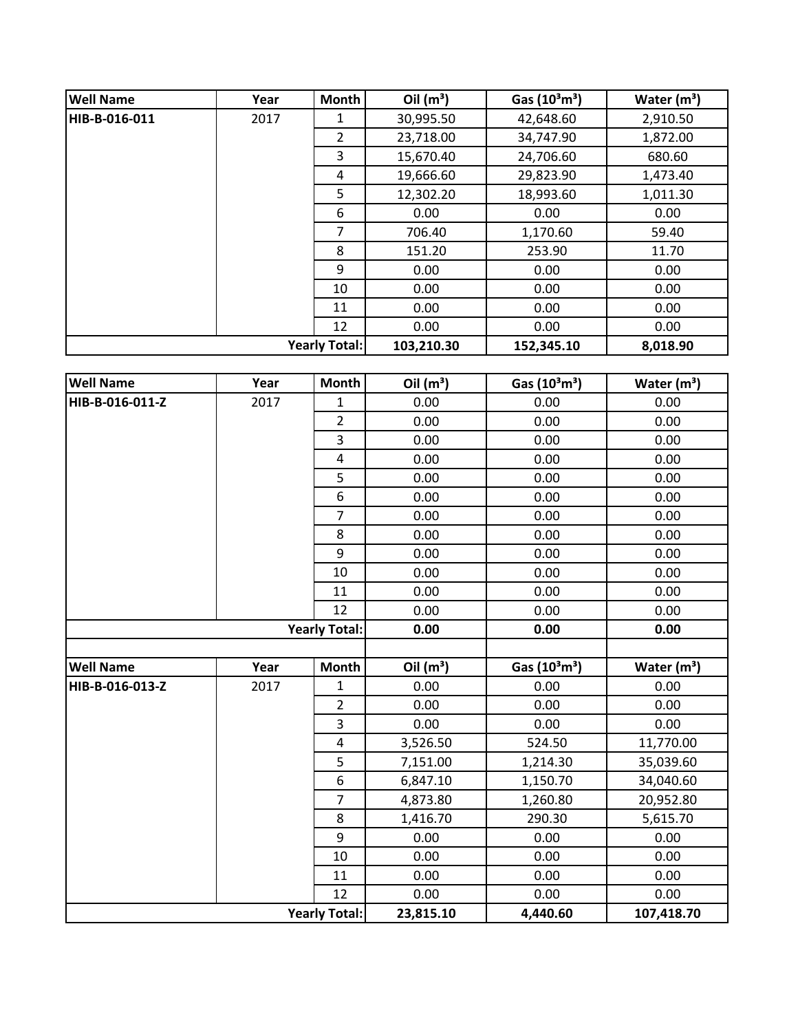| Well Name | Year | Month | Oil ($m^3$) | Gas ($10^3m^3$) | Water ($m^3$) |
| --- | --- | --- | --- | --- | --- |
| HIB-B-016-011 | 2017 | 1 | 30,995.50 | 42,648.60 | 2,910.50 |
| | | 2 | 23,718.00 | 34,747.90 | 1,872.00 |
| | | 3 | 15,670.40 | 24,706.60 | 680.60 |
| | | 4 | 19,666.60 | 29,823.90 | 1,473.40 |
| | | 5 | 12,302.20 | 18,993.60 | 1,011.30 |
| | | 6 | 0.00 | 0.00 | 0.00 |
| | | 7 | 706.40 | 1,170.60 | 59.40 |
| | | 8 | 151.20 | 253.90 | 11.70 |
| | | 9 | 0.00 | 0.00 | 0.00 |
| | | 10 | 0.00 | 0.00 | 0.00 |
| | | 11 | 0.00 | 0.00 | 0.00 |
| | | 12 | 0.00 | 0.00 | 0.00 |
| | | **Yearly Total:** | **103,210.30** | **152,345.10** | **8,018.90** |

| Well Name | Year | Month | Oil ($m^3$) | Gas ($10^3m^3$) | Water ($m^3$) |
| --- | --- | --- | --- | --- | --- |
| HIB-B-016-011-Z | 2017 | 1 | 0.00 | 0.00 | 0.00 |
| | | 2 | 0.00 | 0.00 | 0.00 |
| | | 3 | 0.00 | 0.00 | 0.00 |
| | | 4 | 0.00 | 0.00 | 0.00 |
| | | 5 | 0.00 | 0.00 | 0.00 |
| | | 6 | 0.00 | 0.00 | 0.00 |
| | | 7 | 0.00 | 0.00 | 0.00 |
| | | 8 | 0.00 | 0.00 | 0.00 |
| | | 9 | 0.00 | 0.00 | 0.00 |
| | | 10 | 0.00 | 0.00 | 0.00 |
| | | 11 | 0.00 | 0.00 | 0.00 |
| | | 12 | 0.00 | 0.00 | 0.00 |
| | | **Yearly Total:** | **0.00** | **0.00** | **0.00** |

| Well Name | Year | Month | Oil ($m^3$) | Gas ($10^3m^3$) | Water ($m^3$) |
| --- | --- | --- | --- | --- | --- |
| HIB-B-016-013-Z | 2017 | 1 | 0.00 | 0.00 | 0.00 |
| | | 2 | 0.00 | 0.00 | 0.00 |
| | | 3 | 0.00 | 0.00 | 0.00 |
| | | 4 | 3,526.50 | 524.50 | 11,770.00 |
| | | 5 | 7,151.00 | 1,214.30 | 35,039.60 |
| | | 6 | 6,847.10 | 1,150.70 | 34,040.60 |
| | | 7 | 4,873.80 | 1,260.80 | 20,952.80 |
| | | 8 | 1,416.70 | 290.30 | 5,615.70 |
| | | 9 | 0.00 | 0.00 | 0.00 |
| | | 10 | 0.00 | 0.00 | 0.00 |
| | | 11 | 0.00 | 0.00 | 0.00 |
| | | 12 | 0.00 | 0.00 | 0.00 |
| | | **Yearly Total:** | **23,815.10** | **4,440.60** | **107,418.70** |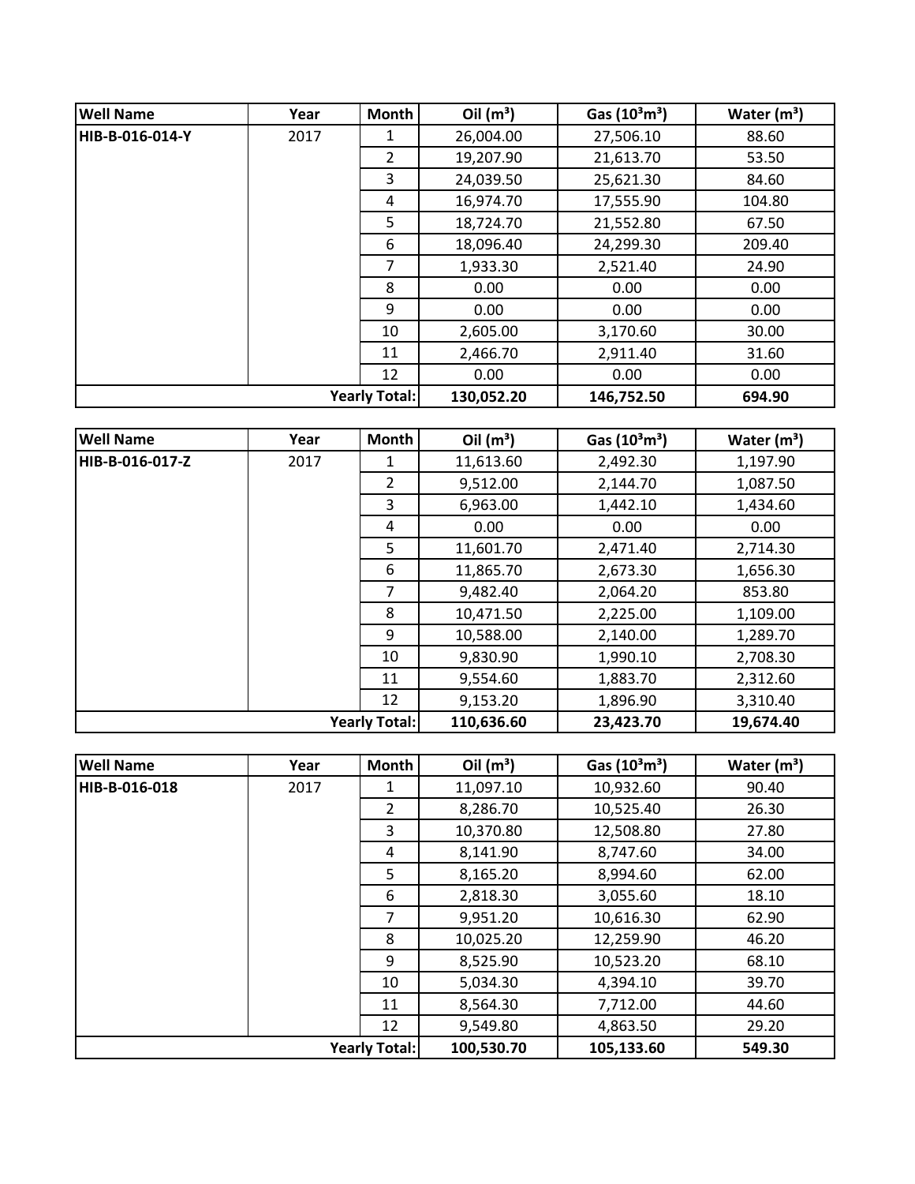| Well Name | Year | Month | Oil ($m^3$) | Gas ($10^3m^3$) | Water ($m^3$) |
|---|---|---|---|---|---|
| HIB-B-016-014-Y | 2017 | 1 | 26,004.00 | 27,506.10 | 88.60 |
| | | 2 | 19,207.90 | 21,613.70 | 53.50 |
| | | 3 | 24,039.50 | 25,621.30 | 84.60 |
| | | 4 | 16,974.70 | 17,555.90 | 104.80 |
| | | 5 | 18,724.70 | 21,552.80 | 67.50 |
| | | 6 | 18,096.40 | 24,299.30 | 209.40 |
| | | 7 | 1,933.30 | 2,521.40 | 24.90 |
| | | 8 | 0.00 | 0.00 | 0.00 |
| | | 9 | 0.00 | 0.00 | 0.00 |
| | | 10 | 2,605.00 | 3,170.60 | 30.00 |
| | | 11 | 2,466.70 | 2,911.40 | 31.60 |
| | | 12 | 0.00 | 0.00 | 0.00 |
| | | **Yearly Total:** | **130,052.20** | **146,752.50** | **694.90** |

| Well Name | Year | Month | Oil ($m^3$) | Gas ($10^3m^3$) | Water ($m^3$) |
|---|---|---|---|---|---|
| HIB-B-016-017-Z | 2017 | 1 | 11,613.60 | 2,492.30 | 1,197.90 |
| | | 2 | 9,512.00 | 2,144.70 | 1,087.50 |
| | | 3 | 6,963.00 | 1,442.10 | 1,434.60 |
| | | 4 | 0.00 | 0.00 | 0.00 |
| | | 5 | 11,601.70 | 2,471.40 | 2,714.30 |
| | | 6 | 11,865.70 | 2,673.30 | 1,656.30 |
| | | 7 | 9,482.40 | 2,064.20 | 853.80 |
| | | 8 | 10,471.50 | 2,225.00 | 1,109.00 |
| | | 9 | 10,588.00 | 2,140.00 | 1,289.70 |
| | | 10 | 9,830.90 | 1,990.10 | 2,708.30 |
| | | 11 | 9,554.60 | 1,883.70 | 2,312.60 |
| | | 12 | 9,153.20 | 1,896.90 | 3,310.40 |
| | | **Yearly Total:** | **110,636.60** | **23,423.70** | **19,674.40** |

| Well Name | Year | Month | Oil ($m^3$) | Gas ($10^3m^3$) | Water ($m^3$) |
|---|---|---|---|---|---|
| HIB-B-016-018 | 2017 | 1 | 11,097.10 | 10,932.60 | 90.40 |
| | | 2 | 8,286.70 | 10,525.40 | 26.30 |
| | | 3 | 10,370.80 | 12,508.80 | 27.80 |
| | | 4 | 8,141.90 | 8,747.60 | 34.00 |
| | | 5 | 8,165.20 | 8,994.60 | 62.00 |
| | | 6 | 2,818.30 | 3,055.60 | 18.10 |
| | | 7 | 9,951.20 | 10,616.30 | 62.90 |
| | | 8 | 10,025.20 | 12,259.90 | 46.20 |
| | | 9 | 8,525.90 | 10,523.20 | 68.10 |
| | | 10 | 5,034.30 | 4,394.10 | 39.70 |
| | | 11 | 8,564.30 | 7,712.00 | 44.60 |
| | | 12 | 9,549.80 | 4,863.50 | 29.20 |
| | | **Yearly Total:** | **100,530.70** | **105,133.60** | **549.30** |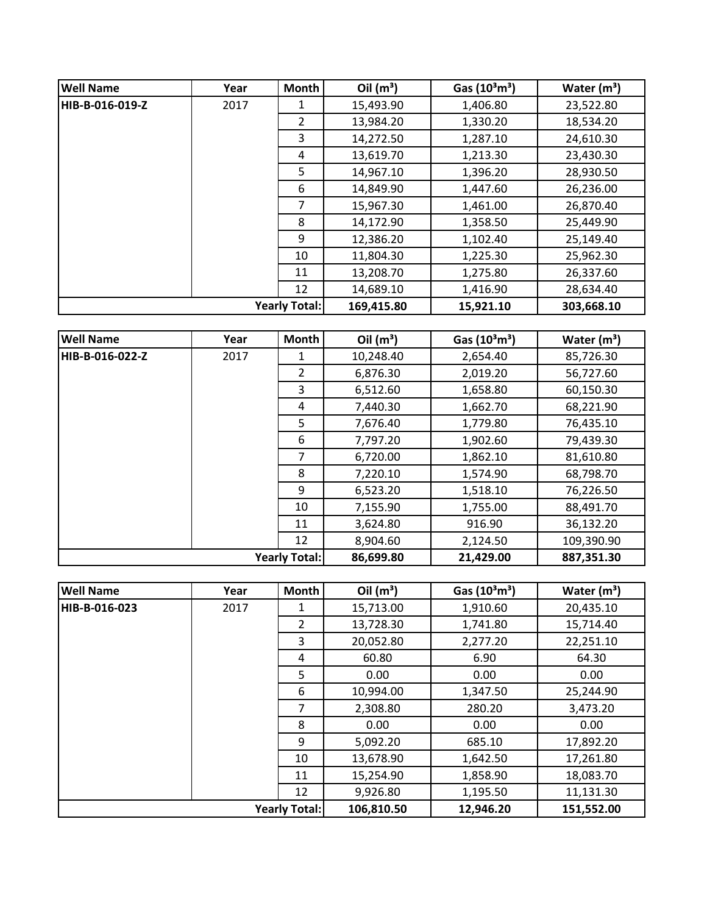| Well Name | Year | Month | Oil ($m^3$) | Gas ($10^3m^3$) | Water ($m^3$) |
|---|---|---|---|---|---|
| HIB-B-016-019-Z | 2017 | 1 | 15,493.90 | 1,406.80 | 23,522.80 |
| | | 2 | 13,984.20 | 1,330.20 | 18,534.20 |
| | | 3 | 14,272.50 | 1,287.10 | 24,610.30 |
| | | 4 | 13,619.70 | 1,213.30 | 23,430.30 |
| | | 5 | 14,967.10 | 1,396.20 | 28,930.50 |
| | | 6 | 14,849.90 | 1,447.60 | 26,236.00 |
| | | 7 | 15,967.30 | 1,461.00 | 26,870.40 |
| | | 8 | 14,172.90 | 1,358.50 | 25,449.90 |
| | | 9 | 12,386.20 | 1,102.40 | 25,149.40 |
| | | 10 | 11,804.30 | 1,225.30 | 25,962.30 |
| | | 11 | 13,208.70 | 1,275.80 | 26,337.60 |
| | | 12 | 14,689.10 | 1,416.90 | 28,634.40 |
| | | **Yearly Total:** | **169,415.80** | **15,921.10** | **303,668.10** |

| Well Name | Year | Month | Oil ($m^3$) | Gas ($10^3m^3$) | Water ($m^3$) |
|---|---|---|---|---|---|
| HIB-B-016-022-Z | 2017 | 1 | 10,248.40 | 2,654.40 | 85,726.30 |
| | | 2 | 6,876.30 | 2,019.20 | 56,727.60 |
| | | 3 | 6,512.60 | 1,658.80 | 60,150.30 |
| | | 4 | 7,440.30 | 1,662.70 | 68,221.90 |
| | | 5 | 7,676.40 | 1,779.80 | 76,435.10 |
| | | 6 | 7,797.20 | 1,902.60 | 79,439.30 |
| | | 7 | 6,720.00 | 1,862.10 | 81,610.80 |
| | | 8 | 7,220.10 | 1,574.90 | 68,798.70 |
| | | 9 | 6,523.20 | 1,518.10 | 76,226.50 |
| | | 10 | 7,155.90 | 1,755.00 | 88,491.70 |
| | | 11 | 3,624.80 | 916.90 | 36,132.20 |
| | | 12 | 8,904.60 | 2,124.50 | 109,390.90 |
| | | **Yearly Total:** | **86,699.80** | **21,429.00** | **887,351.30** |

| Well Name | Year | Month | Oil ($m^3$) | Gas ($10^3m^3$) | Water ($m^3$) |
|---|---|---|---|---|---|
| HIB-B-016-023 | 2017 | 1 | 15,713.00 | 1,910.60 | 20,435.10 |
| | | 2 | 13,728.30 | 1,741.80 | 15,714.40 |
| | | 3 | 20,052.80 | 2,277.20 | 22,251.10 |
| | | 4 | 60.80 | 6.90 | 64.30 |
| | | 5 | 0.00 | 0.00 | 0.00 |
| | | 6 | 10,994.00 | 1,347.50 | 25,244.90 |
| | | 7 | 2,308.80 | 280.20 | 3,473.20 |
| | | 8 | 0.00 | 0.00 | 0.00 |
| | | 9 | 5,092.20 | 685.10 | 17,892.20 |
| | | 10 | 13,678.90 | 1,642.50 | 17,261.80 |
| | | 11 | 15,254.90 | 1,858.90 | 18,083.70 |
| | | 12 | 9,926.80 | 1,195.50 | 11,131.30 |
| | | **Yearly Total:** | **106,810.50** | **12,946.20** | **151,552.00** |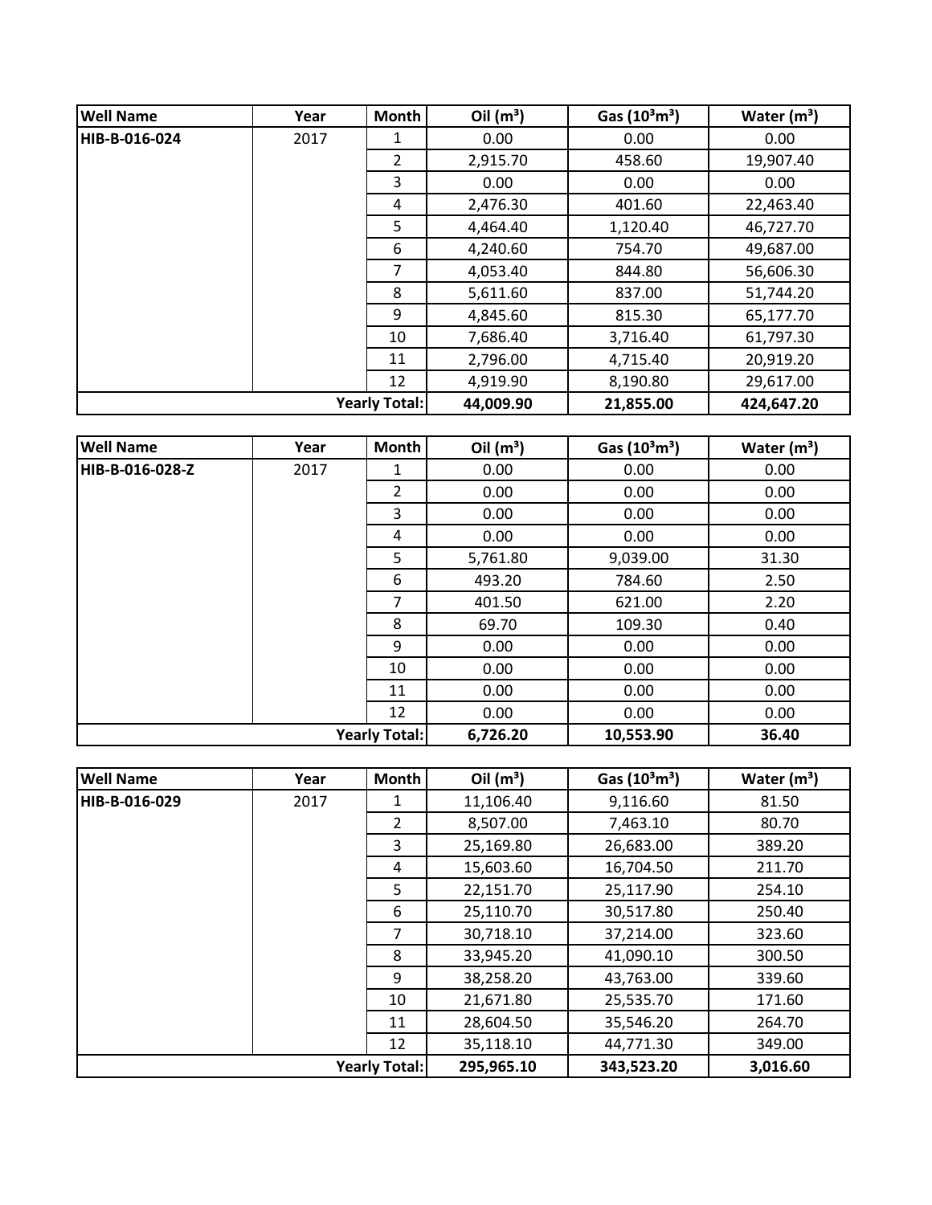| Well Name | Year | Month | Oil ($m^3$) | Gas ($10^3m^3$) | Water ($m^3$) |
|---|---|---|---|---|---|
| HIB-B-016-024 | 2017 | 1 | 0.00 | 0.00 | 0.00 |
| | | 2 | 2,915.70 | 458.60 | 19,907.40 |
| | | 3 | 0.00 | 0.00 | 0.00 |
| | | 4 | 2,476.30 | 401.60 | 22,463.40 |
| | | 5 | 4,464.40 | 1,120.40 | 46,727.70 |
| | | 6 | 4,240.60 | 754.70 | 49,687.00 |
| | | 7 | 4,053.40 | 844.80 | 56,606.30 |
| | | 8 | 5,611.60 | 837.00 | 51,744.20 |
| | | 9 | 4,845.60 | 815.30 | 65,177.70 |
| | | 10 | 7,686.40 | 3,716.40 | 61,797.30 |
| | | 11 | 2,796.00 | 4,715.40 | 20,919.20 |
| | | 12 | 4,919.90 | 8,190.80 | 29,617.00 |
| | | **Yearly Total:** | **44,009.90** | **21,855.00** | **424,647.20** |

| Well Name | Year | Month | Oil ($m^3$) | Gas ($10^3m^3$) | Water ($m^3$) |
|---|---|---|---|---|---|
| HIB-B-016-028-Z | 2017 | 1 | 0.00 | 0.00 | 0.00 |
| | | 2 | 0.00 | 0.00 | 0.00 |
| | | 3 | 0.00 | 0.00 | 0.00 |
| | | 4 | 0.00 | 0.00 | 0.00 |
| | | 5 | 5,761.80 | 9,039.00 | 31.30 |
| | | 6 | 493.20 | 784.60 | 2.50 |
| | | 7 | 401.50 | 621.00 | 2.20 |
| | | 8 | 69.70 | 109.30 | 0.40 |
| | | 9 | 0.00 | 0.00 | 0.00 |
| | | 10 | 0.00 | 0.00 | 0.00 |
| | | 11 | 0.00 | 0.00 | 0.00 |
| | | 12 | 0.00 | 0.00 | 0.00 |
| | | **Yearly Total:** | **6,726.20** | **10,553.90** | **36.40** |

| Well Name | Year | Month | Oil ($m^3$) | Gas ($10^3m^3$) | Water ($m^3$) |
|---|---|---|---|---|---|
| HIB-B-016-029 | 2017 | 1 | 11,106.40 | 9,116.60 | 81.50 |
| | | 2 | 8,507.00 | 7,463.10 | 80.70 |
| | | 3 | 25,169.80 | 26,683.00 | 389.20 |
| | | 4 | 15,603.60 | 16,704.50 | 211.70 |
| | | 5 | 22,151.70 | 25,117.90 | 254.10 |
| | | 6 | 25,110.70 | 30,517.80 | 250.40 |
| | | 7 | 30,718.10 | 37,214.00 | 323.60 |
| | | 8 | 33,945.20 | 41,090.10 | 300.50 |
| | | 9 | 38,258.20 | 43,763.00 | 339.60 |
| | | 10 | 21,671.80 | 25,535.70 | 171.60 |
| | | 11 | 28,604.50 | 35,546.20 | 264.70 |
| | | 12 | 35,118.10 | 44,771.30 | 349.00 |
| | | **Yearly Total:** | **295,965.10** | **343,523.20** | **3,016.60** |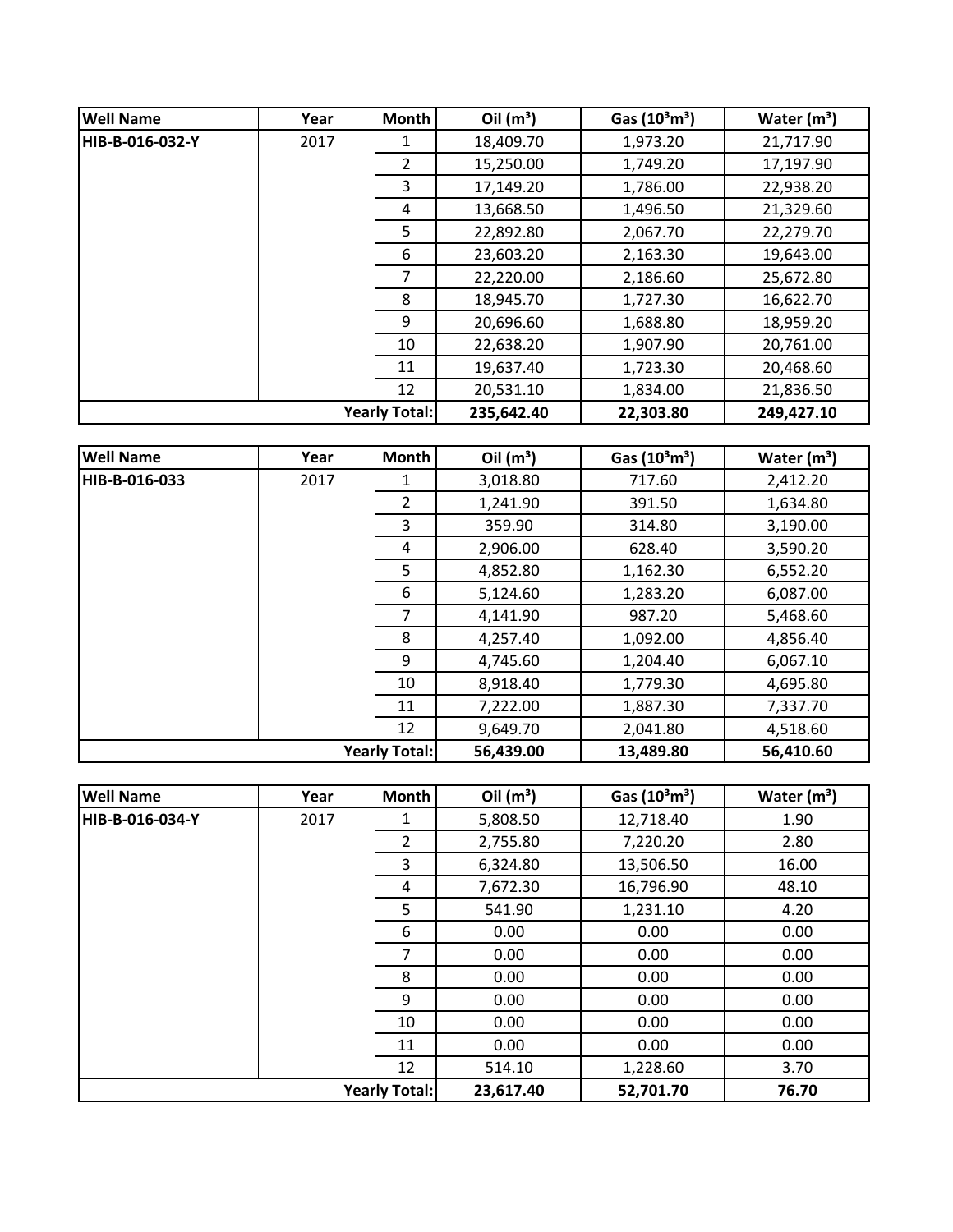| Well Name | Year | Month | Oil ($m^3$) | Gas ($10^3m^3$) | Water ($m^3$) |
|---|---|---|---|---|---|
| HIB-B-016-032-Y | 2017 | 1 | 18,409.70 | 1,973.20 | 21,717.90 |
| | | 2 | 15,250.00 | 1,749.20 | 17,197.90 |
| | | 3 | 17,149.20 | 1,786.00 | 22,938.20 |
| | | 4 | 13,668.50 | 1,496.50 | 21,329.60 |
| | | 5 | 22,892.80 | 2,067.70 | 22,279.70 |
| | | 6 | 23,603.20 | 2,163.30 | 19,643.00 |
| | | 7 | 22,220.00 | 2,186.60 | 25,672.80 |
| | | 8 | 18,945.70 | 1,727.30 | 16,622.70 |
| | | 9 | 20,696.60 | 1,688.80 | 18,959.20 |
| | | 10 | 22,638.20 | 1,907.90 | 20,761.00 |
| | | 11 | 19,637.40 | 1,723.30 | 20,468.60 |
| | | 12 | 20,531.10 | 1,834.00 | 21,836.50 |
| | | **Yearly Total:** | **235,642.40** | **22,303.80** | **249,427.10** |

| Well Name | Year | Month | Oil ($m^3$) | Gas ($10^3m^3$) | Water ($m^3$) |
|---|---|---|---|---|---|
| HIB-B-016-033 | 2017 | 1 | 3,018.80 | 717.60 | 2,412.20 |
| | | 2 | 1,241.90 | 391.50 | 1,634.80 |
| | | 3 | 359.90 | 314.80 | 3,190.00 |
| | | 4 | 2,906.00 | 628.40 | 3,590.20 |
| | | 5 | 4,852.80 | 1,162.30 | 6,552.20 |
| | | 6 | 5,124.60 | 1,283.20 | 6,087.00 |
| | | 7 | 4,141.90 | 987.20 | 5,468.60 |
| | | 8 | 4,257.40 | 1,092.00 | 4,856.40 |
| | | 9 | 4,745.60 | 1,204.40 | 6,067.10 |
| | | 10 | 8,918.40 | 1,779.30 | 4,695.80 |
| | | 11 | 7,222.00 | 1,887.30 | 7,337.70 |
| | | 12 | 9,649.70 | 2,041.80 | 4,518.60 |
| | | **Yearly Total:** | **56,439.00** | **13,489.80** | **56,410.60** |

| Well Name | Year | Month | Oil ($m^3$) | Gas ($10^3m^3$) | Water ($m^3$) |
|---|---|---|---|---|---|
| HIB-B-016-034-Y | 2017 | 1 | 5,808.50 | 12,718.40 | 1.90 |
| | | 2 | 2,755.80 | 7,220.20 | 2.80 |
| | | 3 | 6,324.80 | 13,506.50 | 16.00 |
| | | 4 | 7,672.30 | 16,796.90 | 48.10 |
| | | 5 | 541.90 | 1,231.10 | 4.20 |
| | | 6 | 0.00 | 0.00 | 0.00 |
| | | 7 | 0.00 | 0.00 | 0.00 |
| | | 8 | 0.00 | 0.00 | 0.00 |
| | | 9 | 0.00 | 0.00 | 0.00 |
| | | 10 | 0.00 | 0.00 | 0.00 |
| | | 11 | 0.00 | 0.00 | 0.00 |
| | | 12 | 514.10 | 1,228.60 | 3.70 |
| | | **Yearly Total:** | **23,617.40** | **52,701.70** | **76.70** |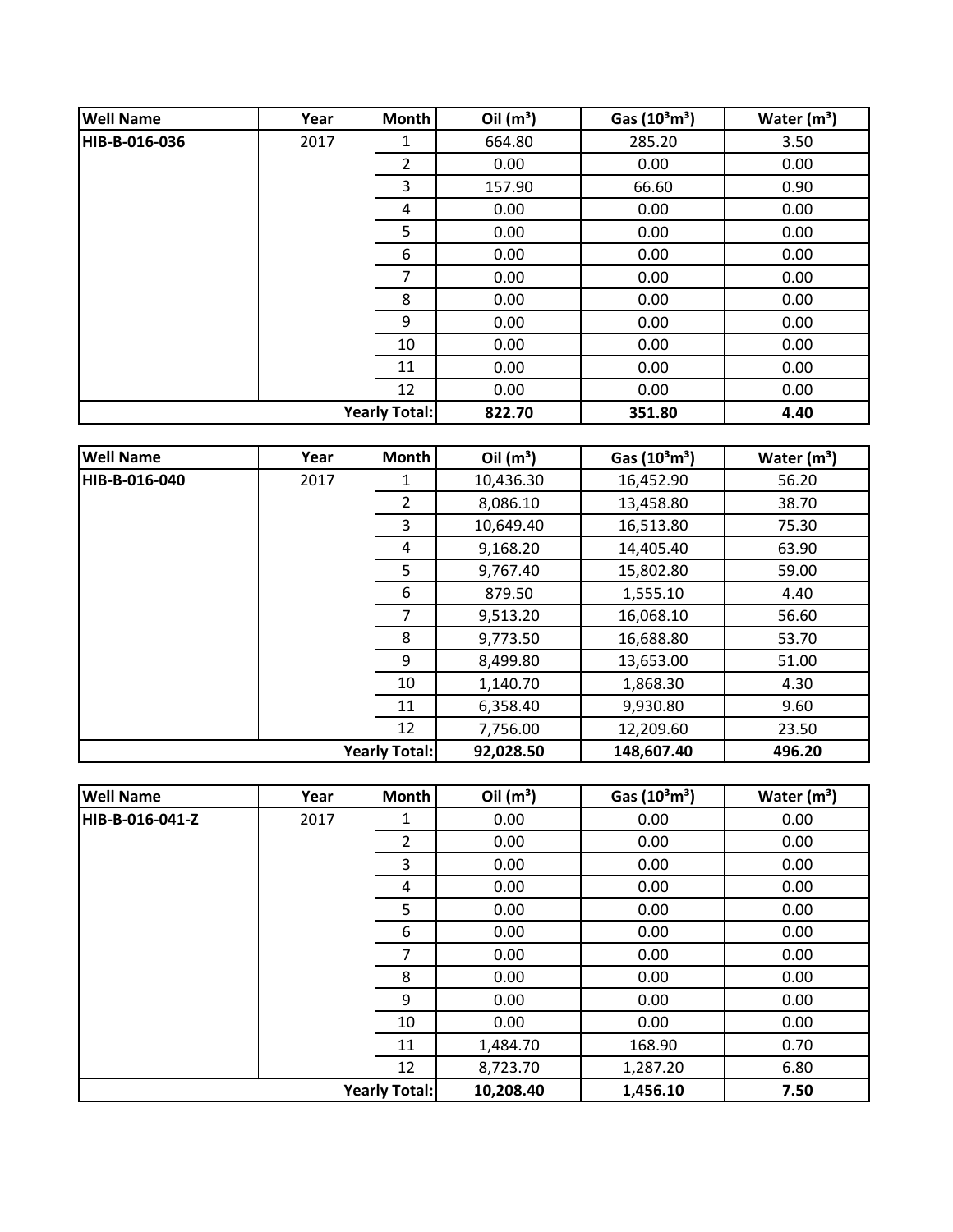| Well Name | Year | Month | Oil ($m^3$) | Gas ($10^3m^3$) | Water ($m^3$) |
|---|---|---|---|---|---|
| HIB-B-016-036 | 2017 | 1 | 664.80 | 285.20 | 3.50 |
| | | 2 | 0.00 | 0.00 | 0.00 |
| | | 3 | 157.90 | 66.60 | 0.90 |
| | | 4 | 0.00 | 0.00 | 0.00 |
| | | 5 | 0.00 | 0.00 | 0.00 |
| | | 6 | 0.00 | 0.00 | 0.00 |
| | | 7 | 0.00 | 0.00 | 0.00 |
| | | 8 | 0.00 | 0.00 | 0.00 |
| | | 9 | 0.00 | 0.00 | 0.00 |
| | | 10 | 0.00 | 0.00 | 0.00 |
| | | 11 | 0.00 | 0.00 | 0.00 |
| | | 12 | 0.00 | 0.00 | 0.00 |
| | | **Yearly Total:** | **822.70** | **351.80** | **4.40** |

| Well Name | Year | Month | Oil ($m^3$) | Gas ($10^3m^3$) | Water ($m^3$) |
|---|---|---|---|---|---|
| HIB-B-016-040 | 2017 | 1 | 10,436.30 | 16,452.90 | 56.20 |
| | | 2 | 8,086.10 | 13,458.80 | 38.70 |
| | | 3 | 10,649.40 | 16,513.80 | 75.30 |
| | | 4 | 9,168.20 | 14,405.40 | 63.90 |
| | | 5 | 9,767.40 | 15,802.80 | 59.00 |
| | | 6 | 879.50 | 1,555.10 | 4.40 |
| | | 7 | 9,513.20 | 16,068.10 | 56.60 |
| | | 8 | 9,773.50 | 16,688.80 | 53.70 |
| | | 9 | 8,499.80 | 13,653.00 | 51.00 |
| | | 10 | 1,140.70 | 1,868.30 | 4.30 |
| | | 11 | 6,358.40 | 9,930.80 | 9.60 |
| | | 12 | 7,756.00 | 12,209.60 | 23.50 |
| | | **Yearly Total:** | **92,028.50** | **148,607.40** | **496.20** |

| Well Name | Year | Month | Oil ($m^3$) | Gas ($10^3m^3$) | Water ($m^3$) |
|---|---|---|---|---|---|
| HIB-B-016-041-Z | 2017 | 1 | 0.00 | 0.00 | 0.00 |
| | | 2 | 0.00 | 0.00 | 0.00 |
| | | 3 | 0.00 | 0.00 | 0.00 |
| | | 4 | 0.00 | 0.00 | 0.00 |
| | | 5 | 0.00 | 0.00 | 0.00 |
| | | 6 | 0.00 | 0.00 | 0.00 |
| | | 7 | 0.00 | 0.00 | 0.00 |
| | | 8 | 0.00 | 0.00 | 0.00 |
| | | 9 | 0.00 | 0.00 | 0.00 |
| | | 10 | 0.00 | 0.00 | 0.00 |
| | | 11 | 1,484.70 | 168.90 | 0.70 |
| | | 12 | 8,723.70 | 1,287.20 | 6.80 |
| | | **Yearly Total:** | **10,208.40** | **1,456.10** | **7.50** |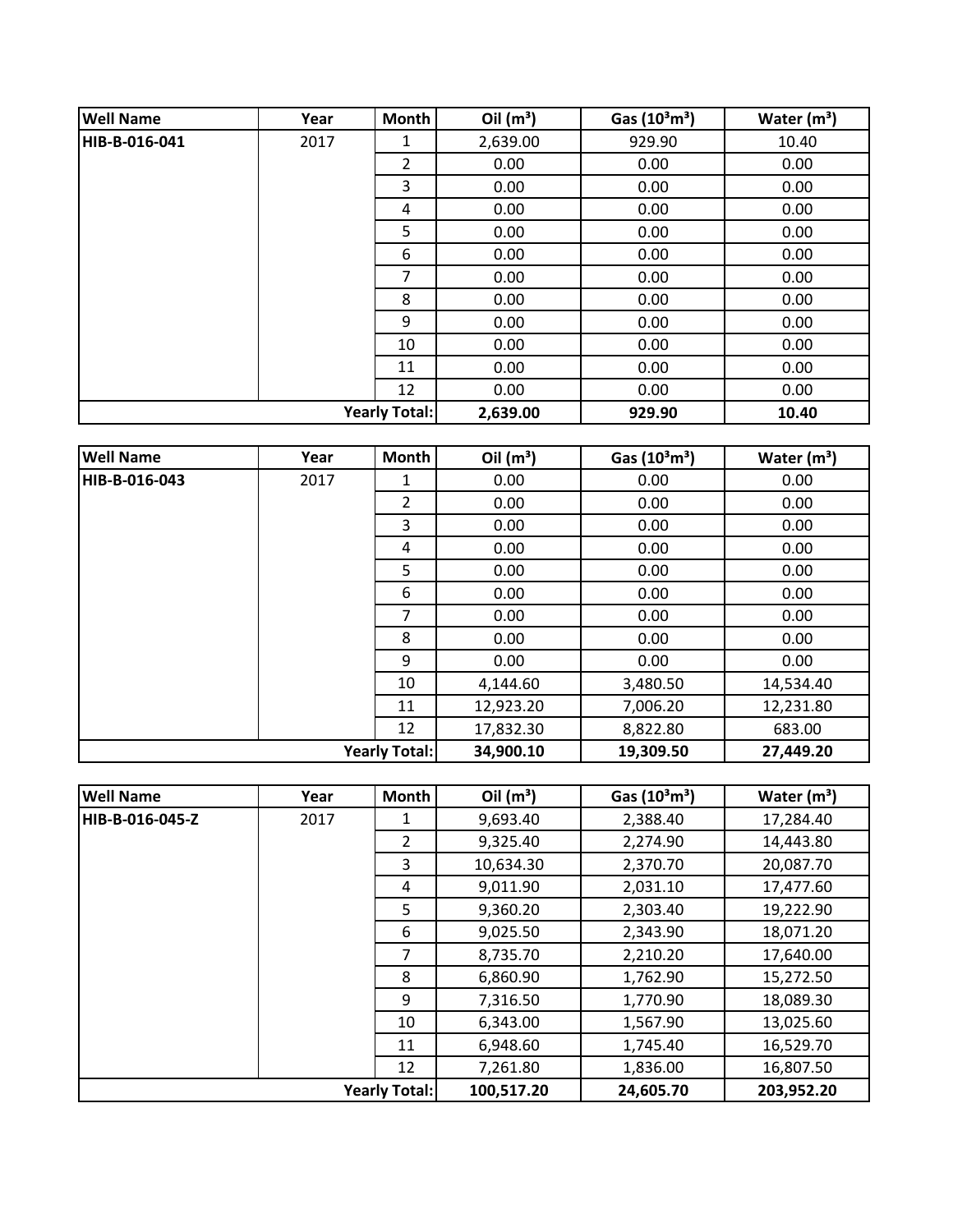| Well Name | Year | Month | Oil (m³) | Gas (10³m³) | Water (m³) |
|---|---|---|---|---|---|
| HIB-B-016-041 | 2017 | 1 | 2,639.00 | 929.90 | 10.40 |
| | | 2 | 0.00 | 0.00 | 0.00 |
| | | 3 | 0.00 | 0.00 | 0.00 |
| | | 4 | 0.00 | 0.00 | 0.00 |
| | | 5 | 0.00 | 0.00 | 0.00 |
| | | 6 | 0.00 | 0.00 | 0.00 |
| | | 7 | 0.00 | 0.00 | 0.00 |
| | | 8 | 0.00 | 0.00 | 0.00 |
| | | 9 | 0.00 | 0.00 | 0.00 |
| | | 10 | 0.00 | 0.00 | 0.00 |
| | | 11 | 0.00 | 0.00 | 0.00 |
| | | 12 | 0.00 | 0.00 | 0.00 |
| | | **Yearly Total:** | **2,639.00** | **929.90** | **10.40** |

| Well Name | Year | Month | Oil (m³) | Gas (10³m³) | Water (m³) |
|---|---|---|---|---|---|
| HIB-B-016-043 | 2017 | 1 | 0.00 | 0.00 | 0.00 |
| | | 2 | 0.00 | 0.00 | 0.00 |
| | | 3 | 0.00 | 0.00 | 0.00 |
| | | 4 | 0.00 | 0.00 | 0.00 |
| | | 5 | 0.00 | 0.00 | 0.00 |
| | | 6 | 0.00 | 0.00 | 0.00 |
| | | 7 | 0.00 | 0.00 | 0.00 |
| | | 8 | 0.00 | 0.00 | 0.00 |
| | | 9 | 0.00 | 0.00 | 0.00 |
| | | 10 | 4,144.60 | 3,480.50 | 14,534.40 |
| | | 11 | 12,923.20 | 7,006.20 | 12,231.80 |
| | | 12 | 17,832.30 | 8,822.80 | 683.00 |
| | | **Yearly Total:** | **34,900.10** | **19,309.50** | **27,449.20** |

| Well Name | Year | Month | Oil (m³) | Gas (10³m³) | Water (m³) |
|---|---|---|---|---|---|
| HIB-B-016-045-Z | 2017 | 1 | 9,693.40 | 2,388.40 | 17,284.40 |
| | | 2 | 9,325.40 | 2,274.90 | 14,443.80 |
| | | 3 | 10,634.30 | 2,370.70 | 20,087.70 |
| | | 4 | 9,011.90 | 2,031.10 | 17,477.60 |
| | | 5 | 9,360.20 | 2,303.40 | 19,222.90 |
| | | 6 | 9,025.50 | 2,343.90 | 18,071.20 |
| | | 7 | 8,735.70 | 2,210.20 | 17,640.00 |
| | | 8 | 6,860.90 | 1,762.90 | 15,272.50 |
| | | 9 | 7,316.50 | 1,770.90 | 18,089.30 |
| | | 10 | 6,343.00 | 1,567.90 | 13,025.60 |
| | | 11 | 6,948.60 | 1,745.40 | 16,529.70 |
| | | 12 | 7,261.80 | 1,836.00 | 16,807.50 |
| | | **Yearly Total:** | **100,517.20** | **24,605.70** | **203,952.20** |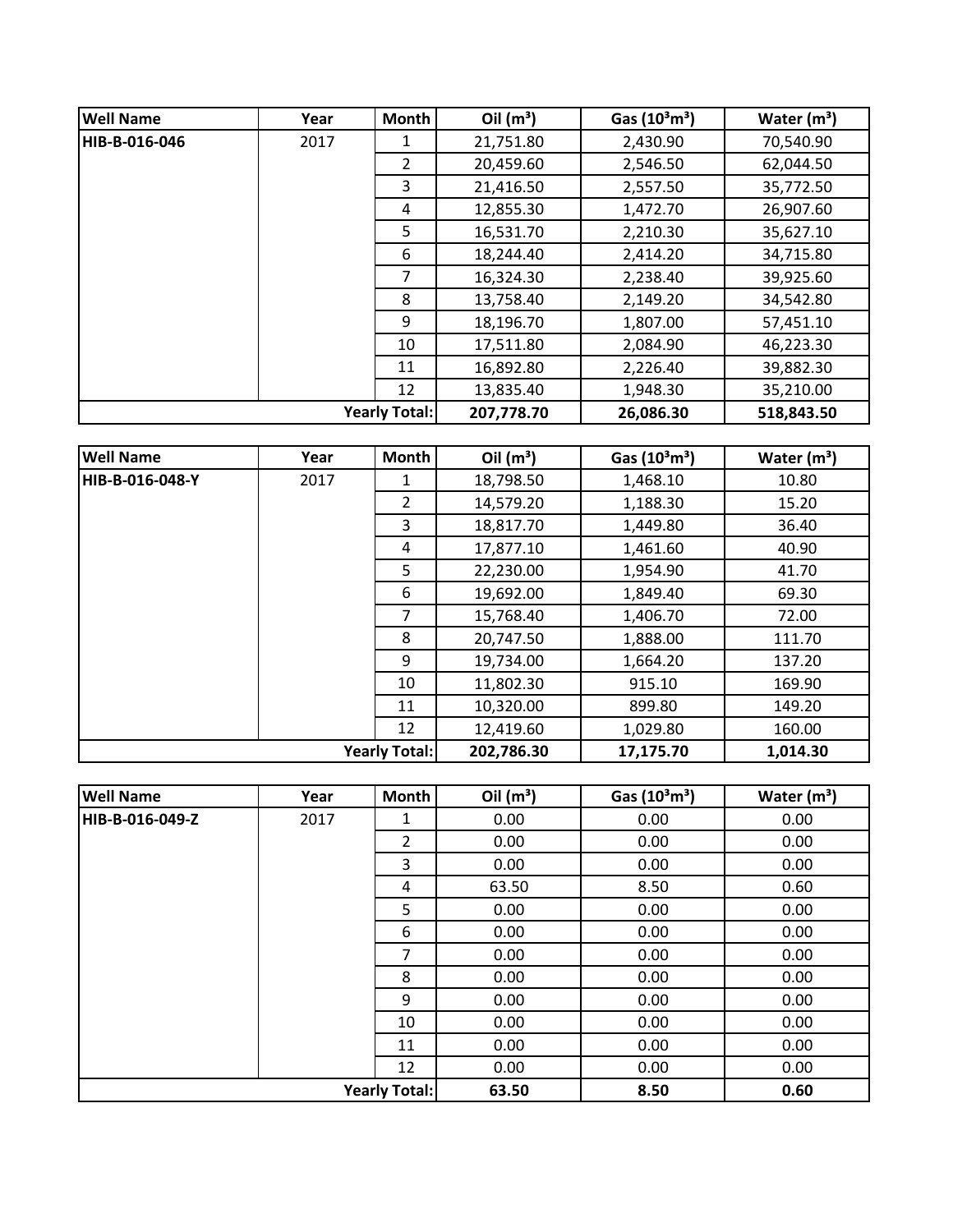| Well Name | Year | Month | Oil ($m^3$) | Gas ($10^3m^3$) | Water ($m^3$) |
|---|---|---|---|---|---|
| HIB-B-016-046 | 2017 | 1 | 21,751.80 | 2,430.90 | 70,540.90 |
| | | 2 | 20,459.60 | 2,546.50 | 62,044.50 |
| | | 3 | 21,416.50 | 2,557.50 | 35,772.50 |
| | | 4 | 12,855.30 | 1,472.70 | 26,907.60 |
| | | 5 | 16,531.70 | 2,210.30 | 35,627.10 |
| | | 6 | 18,244.40 | 2,414.20 | 34,715.80 |
| | | 7 | 16,324.30 | 2,238.40 | 39,925.60 |
| | | 8 | 13,758.40 | 2,149.20 | 34,542.80 |
| | | 9 | 18,196.70 | 1,807.00 | 57,451.10 |
| | | 10 | 17,511.80 | 2,084.90 | 46,223.30 |
| | | 11 | 16,892.80 | 2,226.40 | 39,882.30 |
| | | 12 | 13,835.40 | 1,948.30 | 35,210.00 |
| | | **Yearly Total:** | **207,778.70** | **26,086.30** | **518,843.50** |

| Well Name | Year | Month | Oil ($m^3$) | Gas ($10^3m^3$) | Water ($m^3$) |
|---|---|---|---|---|---|
| HIB-B-016-048-Y | 2017 | 1 | 18,798.50 | 1,468.10 | 10.80 |
| | | 2 | 14,579.20 | 1,188.30 | 15.20 |
| | | 3 | 18,817.70 | 1,449.80 | 36.40 |
| | | 4 | 17,877.10 | 1,461.60 | 40.90 |
| | | 5 | 22,230.00 | 1,954.90 | 41.70 |
| | | 6 | 19,692.00 | 1,849.40 | 69.30 |
| | | 7 | 15,768.40 | 1,406.70 | 72.00 |
| | | 8 | 20,747.50 | 1,888.00 | 111.70 |
| | | 9 | 19,734.00 | 1,664.20 | 137.20 |
| | | 10 | 11,802.30 | 915.10 | 169.90 |
| | | 11 | 10,320.00 | 899.80 | 149.20 |
| | | 12 | 12,419.60 | 1,029.80 | 160.00 |
| | | **Yearly Total:** | **202,786.30** | **17,175.70** | **1,014.30** |

| Well Name | Year | Month | Oil ($m^3$) | Gas ($10^3m^3$) | Water ($m^3$) |
|---|---|---|---|---|---|
| HIB-B-016-049-Z | 2017 | 1 | 0.00 | 0.00 | 0.00 |
| | | 2 | 0.00 | 0.00 | 0.00 |
| | | 3 | 0.00 | 0.00 | 0.00 |
| | | 4 | 63.50 | 8.50 | 0.60 |
| | | 5 | 0.00 | 0.00 | 0.00 |
| | | 6 | 0.00 | 0.00 | 0.00 |
| | | 7 | 0.00 | 0.00 | 0.00 |
| | | 8 | 0.00 | 0.00 | 0.00 |
| | | 9 | 0.00 | 0.00 | 0.00 |
| | | 10 | 0.00 | 0.00 | 0.00 |
| | | 11 | 0.00 | 0.00 | 0.00 |
| | | 12 | 0.00 | 0.00 | 0.00 |
| | | **Yearly Total:** | **63.50** | **8.50** | **0.60** |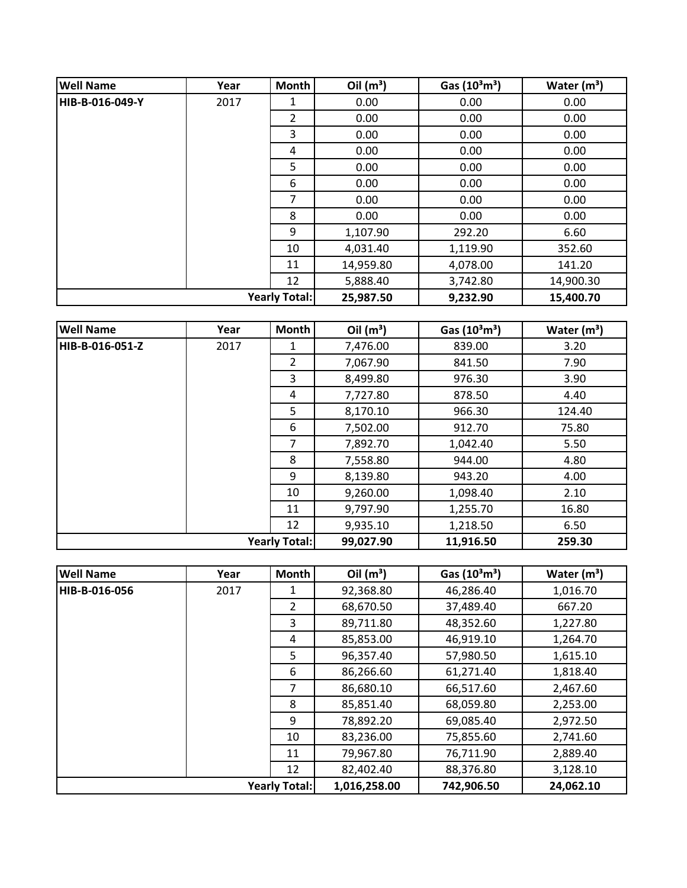| Well Name | Year | Month | Oil ($m^3$) | Gas ($10^3m^3$) | Water ($m^3$) |
|---|---|---|---|---|---|
| HIB-B-016-049-Y | 2017 | 1 | 0.00 | 0.00 | 0.00 |
| | | 2 | 0.00 | 0.00 | 0.00 |
| | | 3 | 0.00 | 0.00 | 0.00 |
| | | 4 | 0.00 | 0.00 | 0.00 |
| | | 5 | 0.00 | 0.00 | 0.00 |
| | | 6 | 0.00 | 0.00 | 0.00 |
| | | 7 | 0.00 | 0.00 | 0.00 |
| | | 8 | 0.00 | 0.00 | 0.00 |
| | | 9 | 1,107.90 | 292.20 | 6.60 |
| | | 10 | 4,031.40 | 1,119.90 | 352.60 |
| | | 11 | 14,959.80 | 4,078.00 | 141.20 |
| | | 12 | 5,888.40 | 3,742.80 | 14,900.30 |
| | | **Yearly Total:** | **25,987.50** | **9,232.90** | **15,400.70** |

| Well Name | Year | Month | Oil ($m^3$) | Gas ($10^3m^3$) | Water ($m^3$) |
|---|---|---|---|---|---|
| HIB-B-016-051-Z | 2017 | 1 | 7,476.00 | 839.00 | 3.20 |
| | | 2 | 7,067.90 | 841.50 | 7.90 |
| | | 3 | 8,499.80 | 976.30 | 3.90 |
| | | 4 | 7,727.80 | 878.50 | 4.40 |
| | | 5 | 8,170.10 | 966.30 | 124.40 |
| | | 6 | 7,502.00 | 912.70 | 75.80 |
| | | 7 | 7,892.70 | 1,042.40 | 5.50 |
| | | 8 | 7,558.80 | 944.00 | 4.80 |
| | | 9 | 8,139.80 | 943.20 | 4.00 |
| | | 10 | 9,260.00 | 1,098.40 | 2.10 |
| | | 11 | 9,797.90 | 1,255.70 | 16.80 |
| | | 12 | 9,935.10 | 1,218.50 | 6.50 |
| | | **Yearly Total:** | **99,027.90** | **11,916.50** | **259.30** |

| Well Name | Year | Month | Oil ($m^3$) | Gas ($10^3m^3$) | Water ($m^3$) |
|---|---|---|---|---|---|
| HIB-B-016-056 | 2017 | 1 | 92,368.80 | 46,286.40 | 1,016.70 |
| | | 2 | 68,670.50 | 37,489.40 | 667.20 |
| | | 3 | 89,711.80 | 48,352.60 | 1,227.80 |
| | | 4 | 85,853.00 | 46,919.10 | 1,264.70 |
| | | 5 | 96,357.40 | 57,980.50 | 1,615.10 |
| | | 6 | 86,266.60 | 61,271.40 | 1,818.40 |
| | | 7 | 86,680.10 | 66,517.60 | 2,467.60 |
| | | 8 | 85,851.40 | 68,059.80 | 2,253.00 |
| | | 9 | 78,892.20 | 69,085.40 | 2,972.50 |
| | | 10 | 83,236.00 | 75,855.60 | 2,741.60 |
| | | 11 | 79,967.80 | 76,711.90 | 2,889.40 |
| | | 12 | 82,402.40 | 88,376.80 | 3,128.10 |
| | | **Yearly Total:** | **1,016,258.00** | **742,906.50** | **24,062.10** |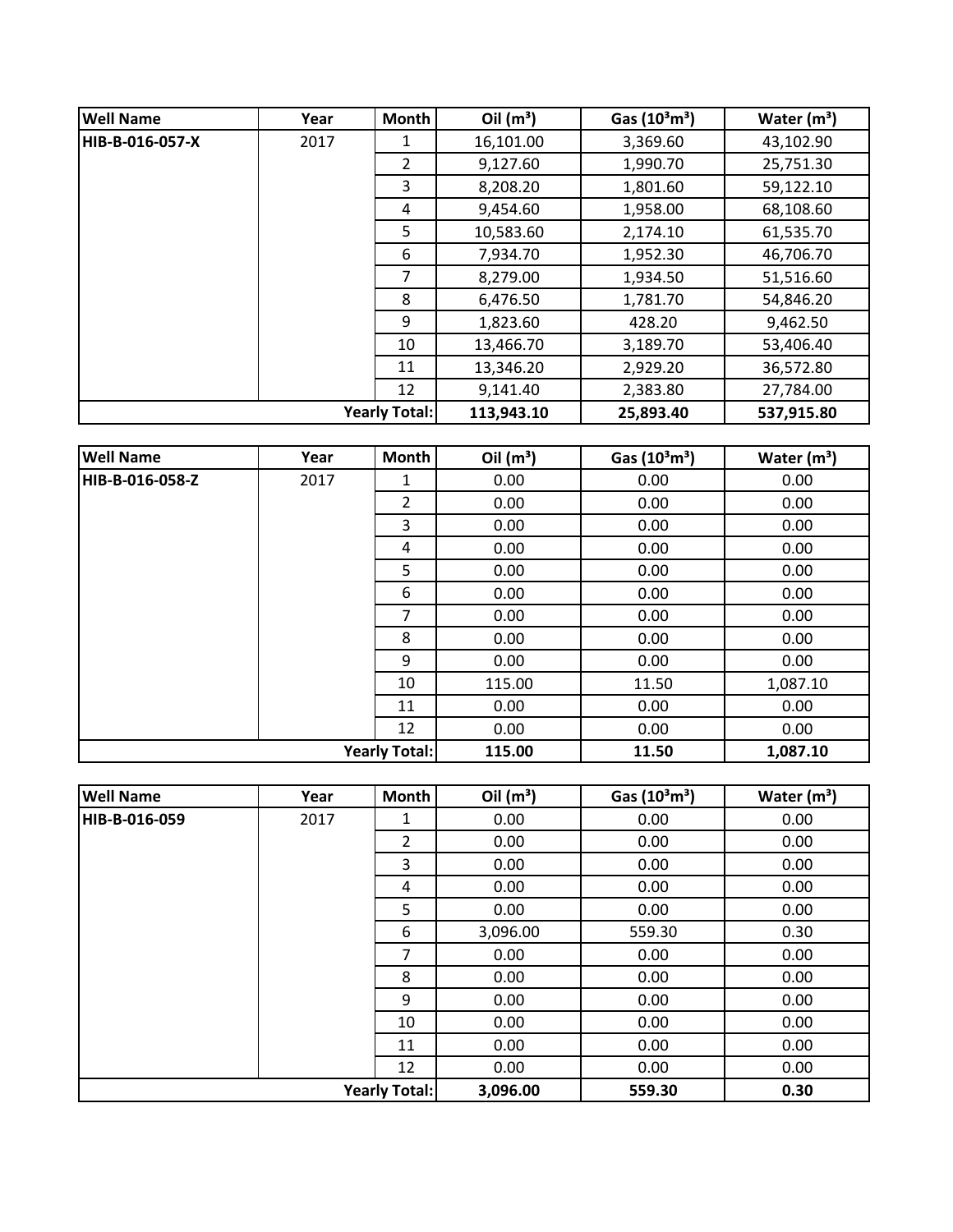| Well Name | Year | Month | Oil ($m^3$) | Gas ($10^3m^3$) | Water ($m^3$) |
|---|---|---|---|---|---|
| HIB-B-016-057-X | 2017 | 1 | 16,101.00 | 3,369.60 | 43,102.90 |
| | | 2 | 9,127.60 | 1,990.70 | 25,751.30 |
| | | 3 | 8,208.20 | 1,801.60 | 59,122.10 |
| | | 4 | 9,454.60 | 1,958.00 | 68,108.60 |
| | | 5 | 10,583.60 | 2,174.10 | 61,535.70 |
| | | 6 | 7,934.70 | 1,952.30 | 46,706.70 |
| | | 7 | 8,279.00 | 1,934.50 | 51,516.60 |
| | | 8 | 6,476.50 | 1,781.70 | 54,846.20 |
| | | 9 | 1,823.60 | 428.20 | 9,462.50 |
| | | 10 | 13,466.70 | 3,189.70 | 53,406.40 |
| | | 11 | 13,346.20 | 2,929.20 | 36,572.80 |
| | | 12 | 9,141.40 | 2,383.80 | 27,784.00 |
| | | **Yearly Total:** | **113,943.10** | **25,893.40** | **537,915.80** |

| Well Name | Year | Month | Oil ($m^3$) | Gas ($10^3m^3$) | Water ($m^3$) |
|---|---|---|---|---|---|
| HIB-B-016-058-Z | 2017 | 1 | 0.00 | 0.00 | 0.00 |
| | | 2 | 0.00 | 0.00 | 0.00 |
| | | 3 | 0.00 | 0.00 | 0.00 |
| | | 4 | 0.00 | 0.00 | 0.00 |
| | | 5 | 0.00 | 0.00 | 0.00 |
| | | 6 | 0.00 | 0.00 | 0.00 |
| | | 7 | 0.00 | 0.00 | 0.00 |
| | | 8 | 0.00 | 0.00 | 0.00 |
| | | 9 | 0.00 | 0.00 | 0.00 |
| | | 10 | 115.00 | 11.50 | 1,087.10 |
| | | 11 | 0.00 | 0.00 | 0.00 |
| | | 12 | 0.00 | 0.00 | 0.00 |
| | | **Yearly Total:** | **115.00** | **11.50** | **1,087.10** |

| Well Name | Year | Month | Oil ($m^3$) | Gas ($10^3m^3$) | Water ($m^3$) |
|---|---|---|---|---|---|
| HIB-B-016-059 | 2017 | 1 | 0.00 | 0.00 | 0.00 |
| | | 2 | 0.00 | 0.00 | 0.00 |
| | | 3 | 0.00 | 0.00 | 0.00 |
| | | 4 | 0.00 | 0.00 | 0.00 |
| | | 5 | 0.00 | 0.00 | 0.00 |
| | | 6 | 3,096.00 | 559.30 | 0.30 |
| | | 7 | 0.00 | 0.00 | 0.00 |
| | | 8 | 0.00 | 0.00 | 0.00 |
| | | 9 | 0.00 | 0.00 | 0.00 |
| | | 10 | 0.00 | 0.00 | 0.00 |
| | | 11 | 0.00 | 0.00 | 0.00 |
| | | 12 | 0.00 | 0.00 | 0.00 |
| | | **Yearly Total:** | **3,096.00** | **559.30** | **0.30** |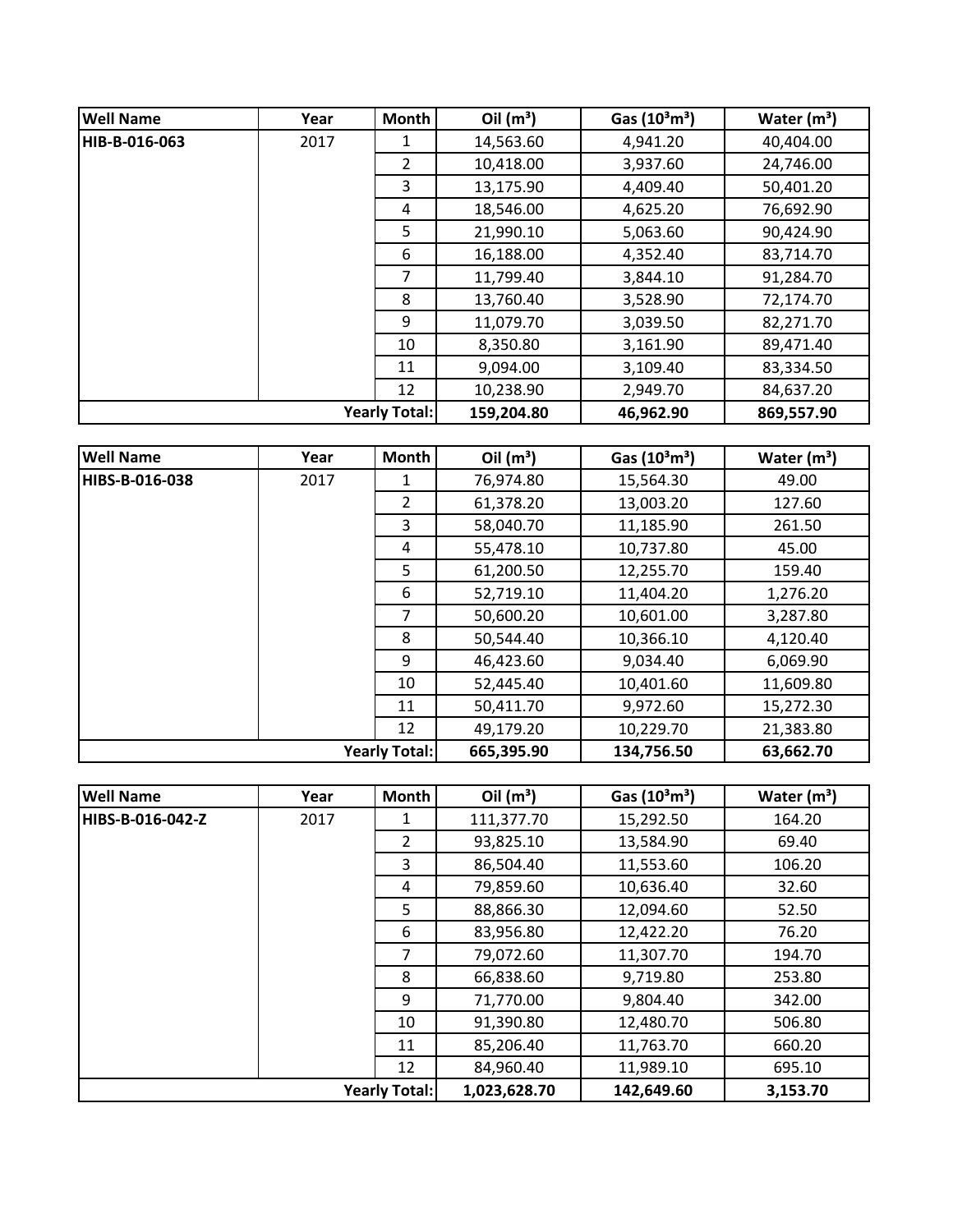| Well Name | Year | Month | Oil ($m^3$) | Gas ($10^3m^3$) | Water ($m^3$) |
|---|---|---|---|---|---|
| HIB-B-016-063 | 2017 | 1 | 14,563.60 | 4,941.20 | 40,404.00 |
| | | 2 | 10,418.00 | 3,937.60 | 24,746.00 |
| | | 3 | 13,175.90 | 4,409.40 | 50,401.20 |
| | | 4 | 18,546.00 | 4,625.20 | 76,692.90 |
| | | 5 | 21,990.10 | 5,063.60 | 90,424.90 |
| | | 6 | 16,188.00 | 4,352.40 | 83,714.70 |
| | | 7 | 11,799.40 | 3,844.10 | 91,284.70 |
| | | 8 | 13,760.40 | 3,528.90 | 72,174.70 |
| | | 9 | 11,079.70 | 3,039.50 | 82,271.70 |
| | | 10 | 8,350.80 | 3,161.90 | 89,471.40 |
| | | 11 | 9,094.00 | 3,109.40 | 83,334.50 |
| | | 12 | 10,238.90 | 2,949.70 | 84,637.20 |
| | | **Yearly Total:** | **159,204.80** | **46,962.90** | **869,557.90** |

| Well Name | Year | Month | Oil ($m^3$) | Gas ($10^3m^3$) | Water ($m^3$) |
|---|---|---|---|---|---|
| HIBS-B-016-038 | 2017 | 1 | 76,974.80 | 15,564.30 | 49.00 |
| | | 2 | 61,378.20 | 13,003.20 | 127.60 |
| | | 3 | 58,040.70 | 11,185.90 | 261.50 |
| | | 4 | 55,478.10 | 10,737.80 | 45.00 |
| | | 5 | 61,200.50 | 12,255.70 | 159.40 |
| | | 6 | 52,719.10 | 11,404.20 | 1,276.20 |
| | | 7 | 50,600.20 | 10,601.00 | 3,287.80 |
| | | 8 | 50,544.40 | 10,366.10 | 4,120.40 |
| | | 9 | 46,423.60 | 9,034.40 | 6,069.90 |
| | | 10 | 52,445.40 | 10,401.60 | 11,609.80 |
| | | 11 | 50,411.70 | 9,972.60 | 15,272.30 |
| | | 12 | 49,179.20 | 10,229.70 | 21,383.80 |
| | | **Yearly Total:** | **665,395.90** | **134,756.50** | **63,662.70** |

| Well Name | Year | Month | Oil ($m^3$) | Gas ($10^3m^3$) | Water ($m^3$) |
|---|---|---|---|---|---|
| HIBS-B-016-042-Z | 2017 | 1 | 111,377.70 | 15,292.50 | 164.20 |
| | | 2 | 93,825.10 | 13,584.90 | 69.40 |
| | | 3 | 86,504.40 | 11,553.60 | 106.20 |
| | | 4 | 79,859.60 | 10,636.40 | 32.60 |
| | | 5 | 88,866.30 | 12,094.60 | 52.50 |
| | | 6 | 83,956.80 | 12,422.20 | 76.20 |
| | | 7 | 79,072.60 | 11,307.70 | 194.70 |
| | | 8 | 66,838.60 | 9,719.80 | 253.80 |
| | | 9 | 71,770.00 | 9,804.40 | 342.00 |
| | | 10 | 91,390.80 | 12,480.70 | 506.80 |
| | | 11 | 85,206.40 | 11,763.70 | 660.20 |
| | | 12 | 84,960.40 | 11,989.10 | 695.10 |
| | | **Yearly Total:** | **1,023,628.70** | **142,649.60** | **3,153.70** |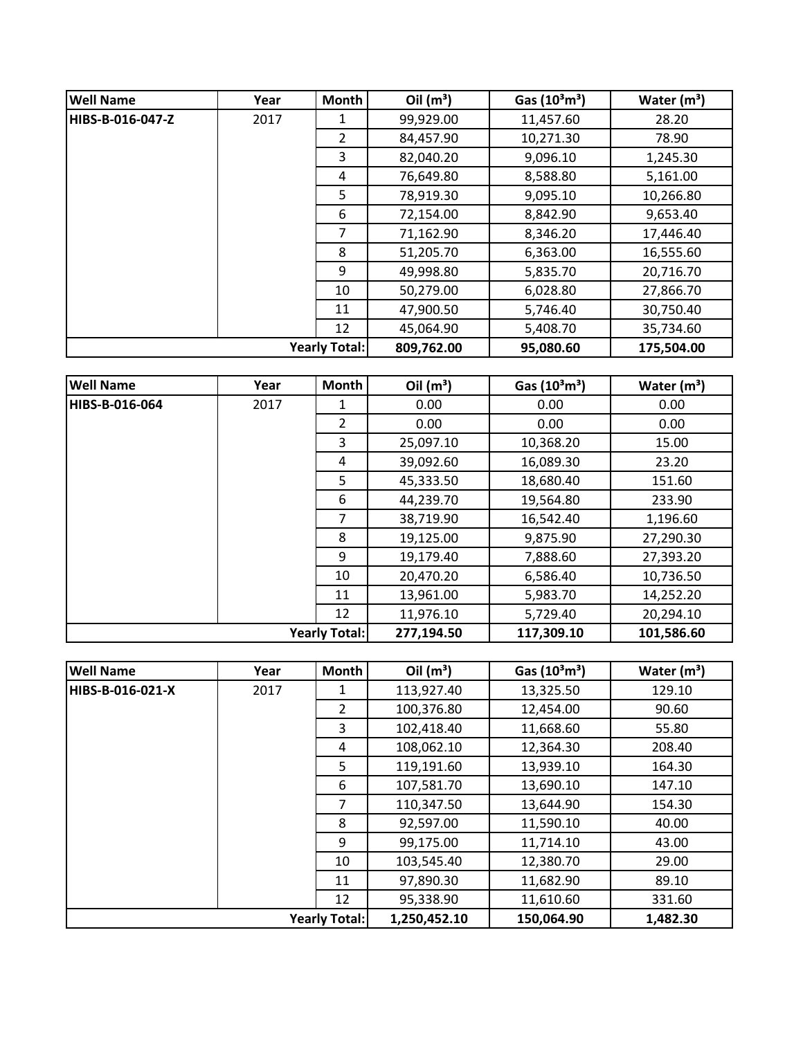| Well Name | Year | Month | Oil ($m^3$) | Gas ($10^3m^3$) | Water ($m^3$) |
|---|---|---|---|---|---|
| **HIBS-B-016-047-Z** | 2017 | 1 | 99,929.00 | 11,457.60 | 28.20 |
| | | 2 | 84,457.90 | 10,271.30 | 78.90 |
| | | 3 | 82,040.20 | 9,096.10 | 1,245.30 |
| | | 4 | 76,649.80 | 8,588.80 | 5,161.00 |
| | | 5 | 78,919.30 | 9,095.10 | 10,266.80 |
| | | 6 | 72,154.00 | 8,842.90 | 9,653.40 |
| | | 7 | 71,162.90 | 8,346.20 | 17,446.40 |
| | | 8 | 51,205.70 | 6,363.00 | 16,555.60 |
| | | 9 | 49,998.80 | 5,835.70 | 20,716.70 |
| | | 10 | 50,279.00 | 6,028.80 | 27,866.70 |
| | | 11 | 47,900.50 | 5,746.40 | 30,750.40 |
| | | 12 | 45,064.90 | 5,408.70 | 35,734.60 |
| | | **Yearly Total:** | **809,762.00** | **95,080.60** | **175,504.00** |

| Well Name | Year | Month | Oil ($m^3$) | Gas ($10^3m^3$) | Water ($m^3$) |
|---|---|---|---|---|---|
| **HIBS-B-016-064** | 2017 | 1 | 0.00 | 0.00 | 0.00 |
| | | 2 | 0.00 | 0.00 | 0.00 |
| | | 3 | 25,097.10 | 10,368.20 | 15.00 |
| | | 4 | 39,092.60 | 16,089.30 | 23.20 |
| | | 5 | 45,333.50 | 18,680.40 | 151.60 |
| | | 6 | 44,239.70 | 19,564.80 | 233.90 |
| | | 7 | 38,719.90 | 16,542.40 | 1,196.60 |
| | | 8 | 19,125.00 | 9,875.90 | 27,290.30 |
| | | 9 | 19,179.40 | 7,888.60 | 27,393.20 |
| | | 10 | 20,470.20 | 6,586.40 | 10,736.50 |
| | | 11 | 13,961.00 | 5,983.70 | 14,252.20 |
| | | 12 | 11,976.10 | 5,729.40 | 20,294.10 |
| | | **Yearly Total:** | **277,194.50** | **117,309.10** | **101,586.60** |

| Well Name | Year | Month | Oil ($m^3$) | Gas ($10^3m^3$) | Water ($m^3$) |
|---|---|---|---|---|---|
| **HIBS-B-016-021-X** | 2017 | 1 | 113,927.40 | 13,325.50 | 129.10 |
| | | 2 | 100,376.80 | 12,454.00 | 90.60 |
| | | 3 | 102,418.40 | 11,668.60 | 55.80 |
| | | 4 | 108,062.10 | 12,364.30 | 208.40 |
| | | 5 | 119,191.60 | 13,939.10 | 164.30 |
| | | 6 | 107,581.70 | 13,690.10 | 147.10 |
| | | 7 | 110,347.50 | 13,644.90 | 154.30 |
| | | 8 | 92,597.00 | 11,590.10 | 40.00 |
| | | 9 | 99,175.00 | 11,714.10 | 43.00 |
| | | 10 | 103,545.40 | 12,380.70 | 29.00 |
| | | 11 | 97,890.30 | 11,682.90 | 89.10 |
| | | 12 | 95,338.90 | 11,610.60 | 331.60 |
| | | **Yearly Total:** | **1,250,452.10** | **150,064.90** | **1,482.30** |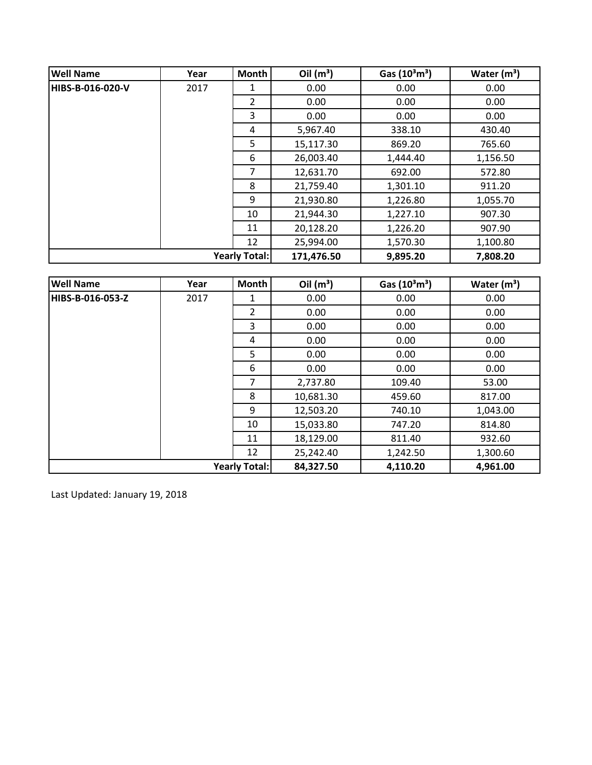| Well Name | Year | Month | Oil ($m^3$) | Gas ($10^3m^3$) | Water ($m^3$) |
|---|---|---|---|---|---|
| **HIBS-B-016-020-V** | 2017 | 1 | 0.00 | 0.00 | 0.00 |
| | | 2 | 0.00 | 0.00 | 0.00 |
| | | 3 | 0.00 | 0.00 | 0.00 |
| | | 4 | 5,967.40 | 338.10 | 430.40 |
| | | 5 | 15,117.30 | 869.20 | 765.60 |
| | | 6 | 26,003.40 | 1,444.40 | 1,156.50 |
| | | 7 | 12,631.70 | 692.00 | 572.80 |
| | | 8 | 21,759.40 | 1,301.10 | 911.20 |
| | | 9 | 21,930.80 | 1,226.80 | 1,055.70 |
| | | 10 | 21,944.30 | 1,227.10 | 907.30 |
| | | 11 | 20,128.20 | 1,226.20 | 907.90 |
| | | 12 | 25,994.00 | 1,570.30 | 1,100.80 |
| | | **Yearly Total:** | **171,476.50** | **9,895.20** | **7,808.20** |

| Well Name | Year | Month | Oil ($m^3$) | Gas ($10^3m^3$) | Water ($m^3$) |
|---|---|---|---|---|---|
| **HIBS-B-016-053-Z** | 2017 | 1 | 0.00 | 0.00 | 0.00 |
| | | 2 | 0.00 | 0.00 | 0.00 |
| | | 3 | 0.00 | 0.00 | 0.00 |
| | | 4 | 0.00 | 0.00 | 0.00 |
| | | 5 | 0.00 | 0.00 | 0.00 |
| | | 6 | 0.00 | 0.00 | 0.00 |
| | | 7 | 2,737.80 | 109.40 | 53.00 |
| | | 8 | 10,681.30 | 459.60 | 817.00 |
| | | 9 | 12,503.20 | 740.10 | 1,043.00 |
| | | 10 | 15,033.80 | 747.20 | 814.80 |
| | | 11 | 18,129.00 | 811.40 | 932.60 |
| | | 12 | 25,242.40 | 1,242.50 | 1,300.60 |
| | | **Yearly Total:** | **84,327.50** | **4,110.20** | **4,961.00** |

Last Updated: January 19, 2018